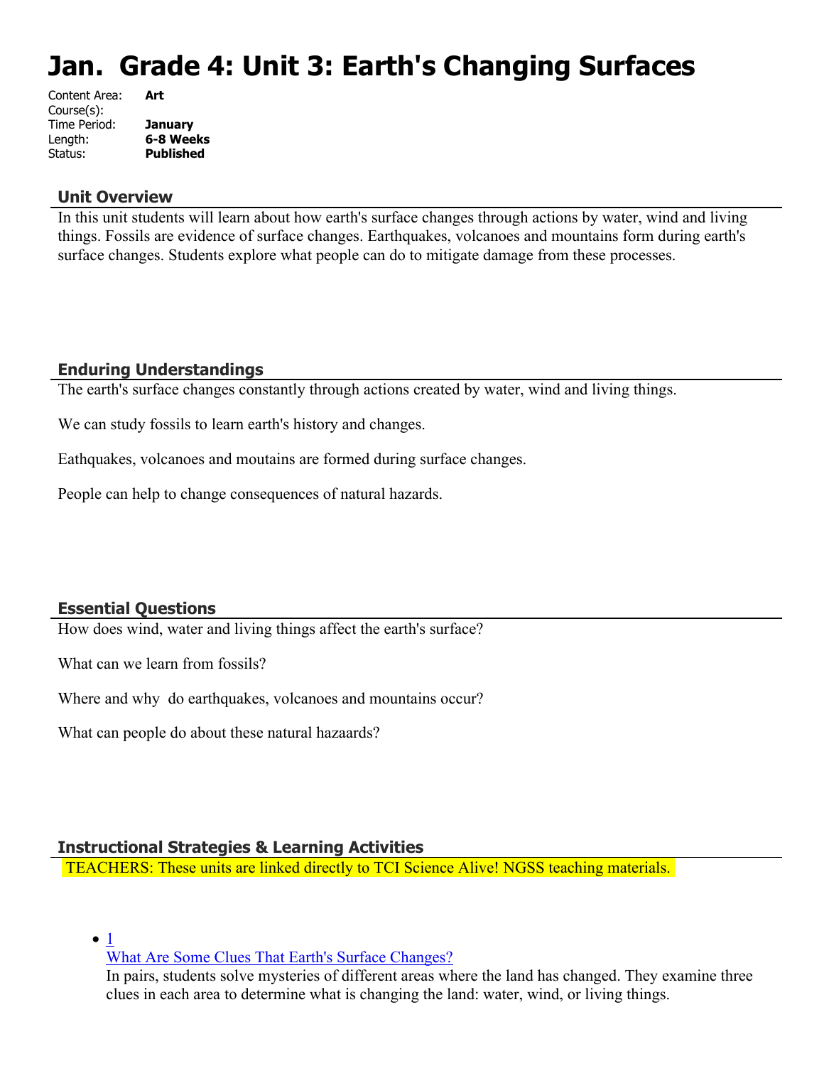# Jan. Grade 4: Unit 3: Earth's Changing Surfaces

Content Area: **Art**
Course(s):
Time Period: **January**
Length: **6-8 Weeks**
Status: **Published**

## Unit Overview

In this unit students will learn about how earth's surface changes through actions by water, wind and living things. Fossils are evidence of surface changes. Earthquakes, volcanoes and mountains form during earth's surface changes. Students explore what people can do to mitigate damage from these processes.

## Enduring Understandings

The earth's surface changes constantly through actions created by water, wind and living things.

We can study fossils to learn earth's history and changes.

Eathquakes, volcanoes and moutains are formed during surface changes.

People can help to change consequences of natural hazards.

## Essential Questions

How does wind, water and living things affect the earth's surface?

What can we learn from fossils?

Where and why do earthquakes, volcanoes and mountains occur?

What can people do about these natural hazaards?

## Instructional Strategies & Learning Activities

TEACHERS: These units are linked directly to TCI Science Alive! NGSS teaching materials.

- 1
  What Are Some Clues That Earth's Surface Changes?
  In pairs, students solve mysteries of different areas where the land has changed. They examine three clues in each area to determine what is changing the land: water, wind, or living things.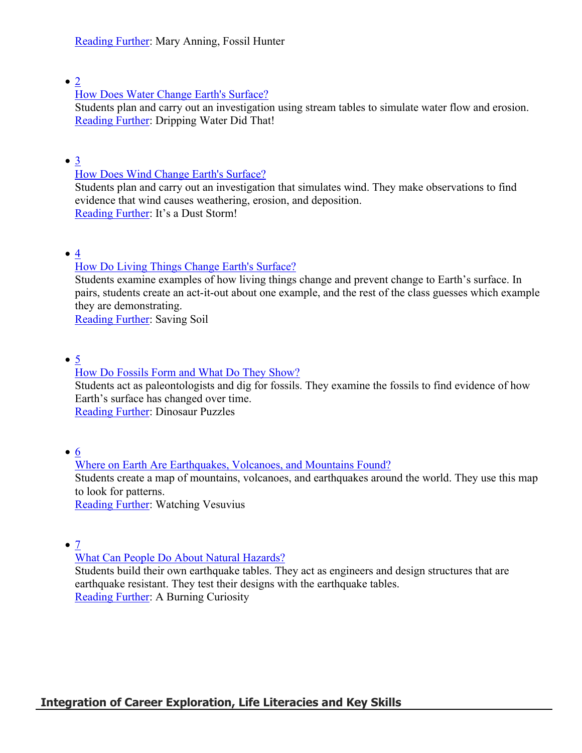[Reading Further]: Mary Anning, Fossil Hunter

- 2
  How Does Water Change Earth's Surface?
  Students plan and carry out an investigation using stream tables to simulate water flow and erosion.
  Reading Further: Dripping Water Did That!

- 3
  How Does Wind Change Earth's Surface?
  Students plan and carry out an investigation that simulates wind. They make observations to find evidence that wind causes weathering, erosion, and deposition.
  Reading Further: It's a Dust Storm!

- 4
  How Do Living Things Change Earth's Surface?
  Students examine examples of how living things change and prevent change to Earth's surface. In pairs, students create an act-it-out about one example, and the rest of the class guesses which example they are demonstrating.
  Reading Further: Saving Soil

- 5
  How Do Fossils Form and What Do They Show?
  Students act as paleontologists and dig for fossils. They examine the fossils to find evidence of how Earth's surface has changed over time.
  Reading Further: Dinosaur Puzzles

- 6
  Where on Earth Are Earthquakes, Volcanoes, and Mountains Found?
  Students create a map of mountains, volcanoes, and earthquakes around the world. They use this map to look for patterns.
  Reading Further: Watching Vesuvius

- 7
  What Can People Do About Natural Hazards?
  Students build their own earthquake tables. They act as engineers and design structures that are earthquake resistant. They test their designs with the earthquake tables.
  Reading Further: A Burning Curiosity

## Integration of Career Exploration, Life Literacies and Key Skills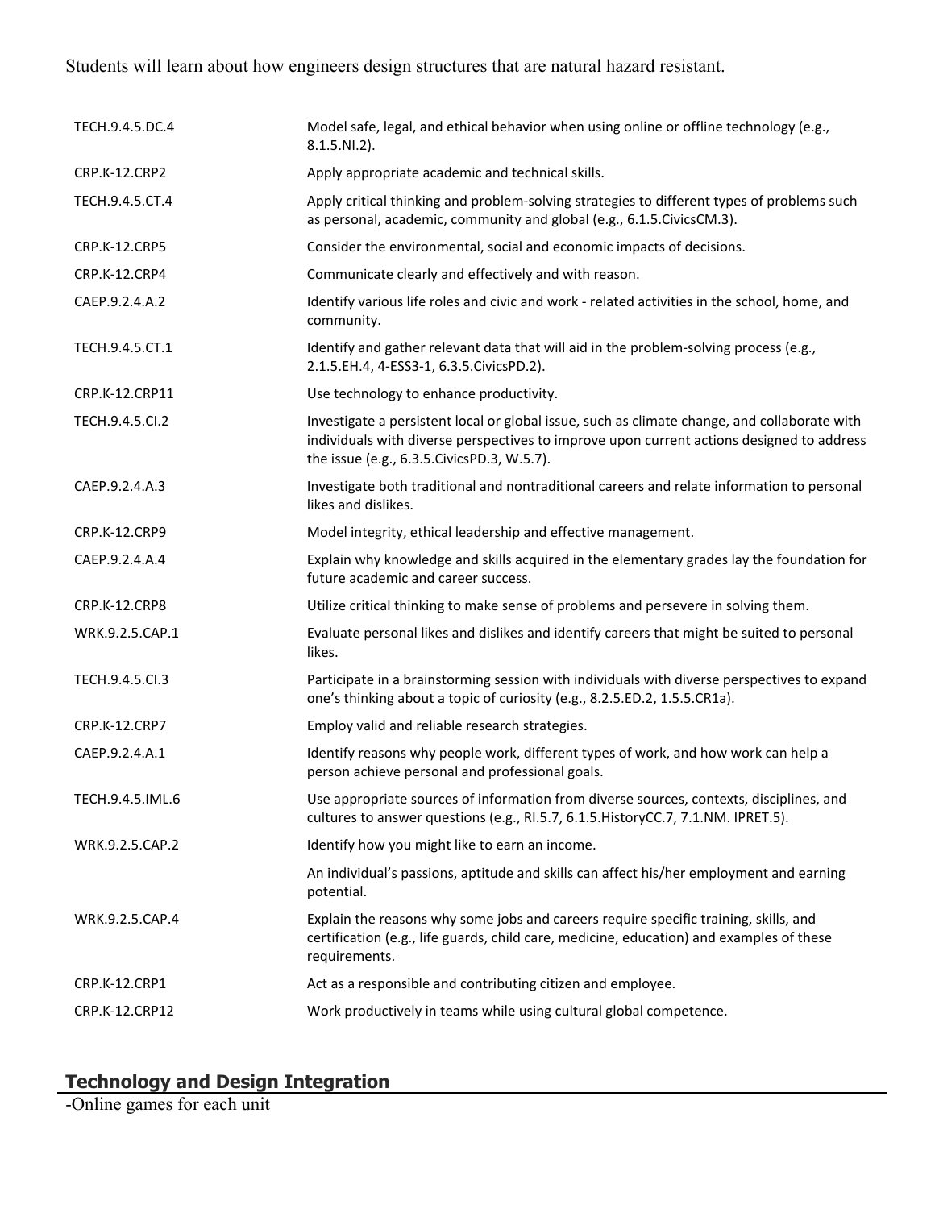Students will learn about how engineers design structures that are natural hazard resistant.

| | |
|---|---|
| TECH.9.4.5.DC.4 | Model safe, legal, and ethical behavior when using online or offline technology (e.g., 8.1.5.NI.2). |
| CRP.K-12.CRP2 | Apply appropriate academic and technical skills. |
| TECH.9.4.5.CT.4 | Apply critical thinking and problem-solving strategies to different types of problems such as personal, academic, community and global (e.g., 6.1.5.CivicsCM.3). |
| CRP.K-12.CRP5 | Consider the environmental, social and economic impacts of decisions. |
| CRP.K-12.CRP4 | Communicate clearly and effectively and with reason. |
| CAEP.9.2.4.A.2 | Identify various life roles and civic and work - related activities in the school, home, and community. |
| TECH.9.4.5.CT.1 | Identify and gather relevant data that will aid in the problem-solving process (e.g., 2.1.5.EH.4, 4-ESS3-1, 6.3.5.CivicsPD.2). |
| CRP.K-12.CRP11 | Use technology to enhance productivity. |
| TECH.9.4.5.CI.2 | Investigate a persistent local or global issue, such as climate change, and collaborate with individuals with diverse perspectives to improve upon current actions designed to address the issue (e.g., 6.3.5.CivicsPD.3, W.5.7). |
| CAEP.9.2.4.A.3 | Investigate both traditional and nontraditional careers and relate information to personal likes and dislikes. |
| CRP.K-12.CRP9 | Model integrity, ethical leadership and effective management. |
| CAEP.9.2.4.A.4 | Explain why knowledge and skills acquired in the elementary grades lay the foundation for future academic and career success. |
| CRP.K-12.CRP8 | Utilize critical thinking to make sense of problems and persevere in solving them. |
| WRK.9.2.5.CAP.1 | Evaluate personal likes and dislikes and identify careers that might be suited to personal likes. |
| TECH.9.4.5.CI.3 | Participate in a brainstorming session with individuals with diverse perspectives to expand one's thinking about a topic of curiosity (e.g., 8.2.5.ED.2, 1.5.5.CR1a). |
| CRP.K-12.CRP7 | Employ valid and reliable research strategies. |
| CAEP.9.2.4.A.1 | Identify reasons why people work, different types of work, and how work can help a person achieve personal and professional goals. |
| TECH.9.4.5.IML.6 | Use appropriate sources of information from diverse sources, contexts, disciplines, and cultures to answer questions (e.g., RI.5.7, 6.1.5.HistoryCC.7, 7.1.NM. IPRET.5). |
| WRK.9.2.5.CAP.2 | Identify how you might like to earn an income. |
| | An individual's passions, aptitude and skills can affect his/her employment and earning potential. |
| WRK.9.2.5.CAP.4 | Explain the reasons why some jobs and careers require specific training, skills, and certification (e.g., life guards, child care, medicine, education) and examples of these requirements. |
| CRP.K-12.CRP1 | Act as a responsible and contributing citizen and employee. |
| CRP.K-12.CRP12 | Work productively in teams while using cultural global competence. |

## Technology and Design Integration

-Online games for each unit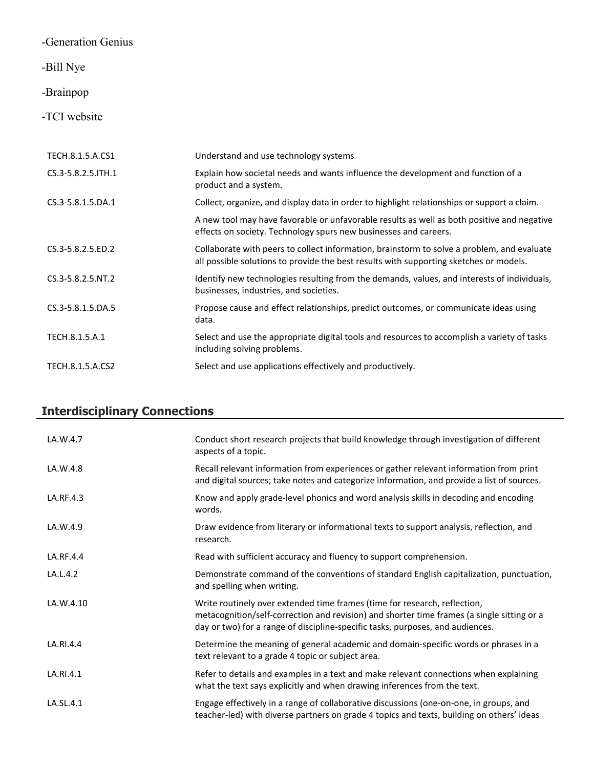-Generation Genius

-Bill Nye

-Brainpop

-TCI website

| | |
|---|---|
| TECH.8.1.5.A.CS1 | Understand and use technology systems |
| CS.3-5.8.2.5.ITH.1 | Explain how societal needs and wants influence the development and function of a product and a system. |
| CS.3-5.8.1.5.DA.1 | Collect, organize, and display data in order to highlight relationships or support a claim. |
| | A new tool may have favorable or unfavorable results as well as both positive and negative effects on society. Technology spurs new businesses and careers. |
| CS.3-5.8.2.5.ED.2 | Collaborate with peers to collect information, brainstorm to solve a problem, and evaluate all possible solutions to provide the best results with supporting sketches or models. |
| CS.3-5.8.2.5.NT.2 | Identify new technologies resulting from the demands, values, and interests of individuals, businesses, industries, and societies. |
| CS.3-5.8.1.5.DA.5 | Propose cause and effect relationships, predict outcomes, or communicate ideas using data. |
| TECH.8.1.5.A.1 | Select and use the appropriate digital tools and resources to accomplish a variety of tasks including solving problems. |
| TECH.8.1.5.A.CS2 | Select and use applications effectively and productively. |

## Interdisciplinary Connections

| | |
|---|---|
| LA.W.4.7 | Conduct short research projects that build knowledge through investigation of different aspects of a topic. |
| LA.W.4.8 | Recall relevant information from experiences or gather relevant information from print and digital sources; take notes and categorize information, and provide a list of sources. |
| LA.RF.4.3 | Know and apply grade-level phonics and word analysis skills in decoding and encoding words. |
| LA.W.4.9 | Draw evidence from literary or informational texts to support analysis, reflection, and research. |
| LA.RF.4.4 | Read with sufficient accuracy and fluency to support comprehension. |
| LA.L.4.2 | Demonstrate command of the conventions of standard English capitalization, punctuation, and spelling when writing. |
| LA.W.4.10 | Write routinely over extended time frames (time for research, reflection, metacognition/self-correction and revision) and shorter time frames (a single sitting or a day or two) for a range of discipline-specific tasks, purposes, and audiences. |
| LA.RI.4.4 | Determine the meaning of general academic and domain-specific words or phrases in a text relevant to a grade 4 topic or subject area. |
| LA.RI.4.1 | Refer to details and examples in a text and make relevant connections when explaining what the text says explicitly and when drawing inferences from the text. |
| LA.SL.4.1 | Engage effectively in a range of collaborative discussions (one-on-one, in groups, and teacher-led) with diverse partners on grade 4 topics and texts, building on others' ideas |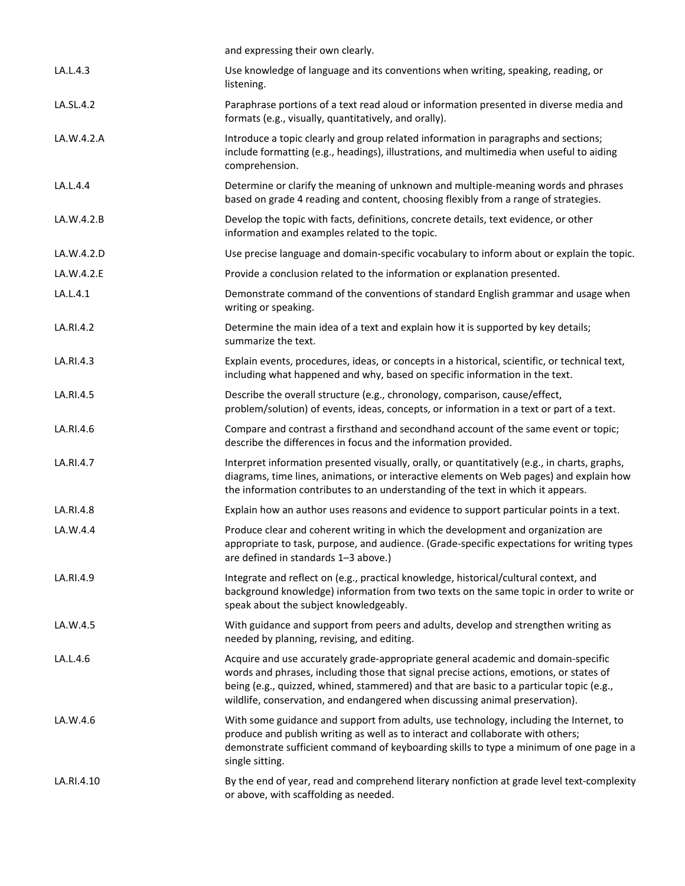| | |
|---|---|
| | and expressing their own clearly. |
| LA.L.4.3 | Use knowledge of language and its conventions when writing, speaking, reading, or listening. |
| LA.SL.4.2 | Paraphrase portions of a text read aloud or information presented in diverse media and formats (e.g., visually, quantitatively, and orally). |
| LA.W.4.2.A | Introduce a topic clearly and group related information in paragraphs and sections; include formatting (e.g., headings), illustrations, and multimedia when useful to aiding comprehension. |
| LA.L.4.4 | Determine or clarify the meaning of unknown and multiple-meaning words and phrases based on grade 4 reading and content, choosing flexibly from a range of strategies. |
| LA.W.4.2.B | Develop the topic with facts, definitions, concrete details, text evidence, or other information and examples related to the topic. |
| LA.W.4.2.D | Use precise language and domain-specific vocabulary to inform about or explain the topic. |
| LA.W.4.2.E | Provide a conclusion related to the information or explanation presented. |
| LA.L.4.1 | Demonstrate command of the conventions of standard English grammar and usage when writing or speaking. |
| LA.RI.4.2 | Determine the main idea of a text and explain how it is supported by key details; summarize the text. |
| LA.RI.4.3 | Explain events, procedures, ideas, or concepts in a historical, scientific, or technical text, including what happened and why, based on specific information in the text. |
| LA.RI.4.5 | Describe the overall structure (e.g., chronology, comparison, cause/effect, problem/solution) of events, ideas, concepts, or information in a text or part of a text. |
| LA.RI.4.6 | Compare and contrast a firsthand and secondhand account of the same event or topic; describe the differences in focus and the information provided. |
| LA.RI.4.7 | Interpret information presented visually, orally, or quantitatively (e.g., in charts, graphs, diagrams, time lines, animations, or interactive elements on Web pages) and explain how the information contributes to an understanding of the text in which it appears. |
| LA.RI.4.8 | Explain how an author uses reasons and evidence to support particular points in a text. |
| LA.W.4.4 | Produce clear and coherent writing in which the development and organization are appropriate to task, purpose, and audience. (Grade-specific expectations for writing types are defined in standards 1–3 above.) |
| LA.RI.4.9 | Integrate and reflect on (e.g., practical knowledge, historical/cultural context, and background knowledge) information from two texts on the same topic in order to write or speak about the subject knowledgeably. |
| LA.W.4.5 | With guidance and support from peers and adults, develop and strengthen writing as needed by planning, revising, and editing. |
| LA.L.4.6 | Acquire and use accurately grade-appropriate general academic and domain-specific words and phrases, including those that signal precise actions, emotions, or states of being (e.g., quizzed, whined, stammered) and that are basic to a particular topic (e.g., wildlife, conservation, and endangered when discussing animal preservation). |
| LA.W.4.6 | With some guidance and support from adults, use technology, including the Internet, to produce and publish writing as well as to interact and collaborate with others; demonstrate sufficient command of keyboarding skills to type a minimum of one page in a single sitting. |
| LA.RI.4.10 | By the end of year, read and comprehend literary nonfiction at grade level text-complexity or above, with scaffolding as needed. |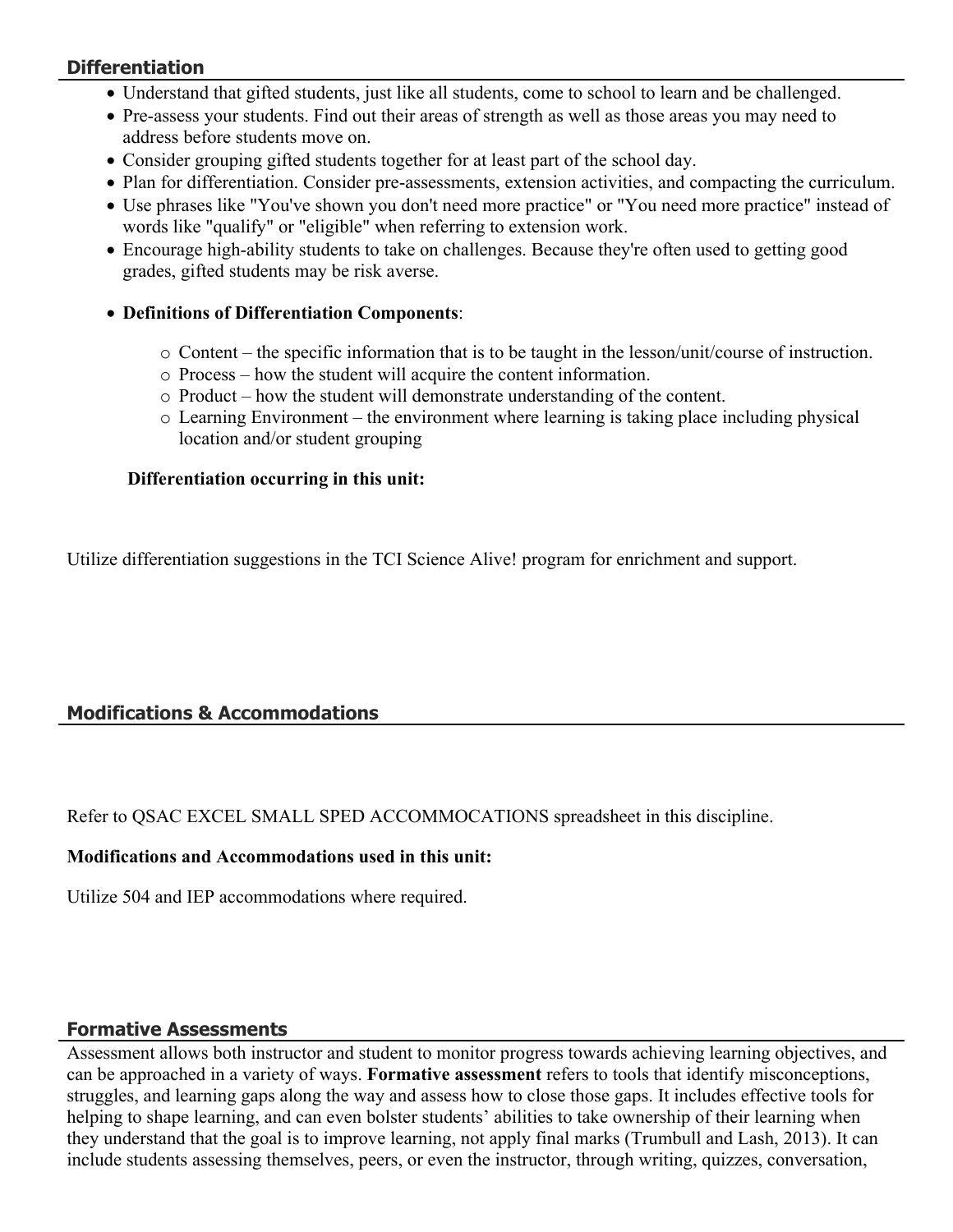## Differentiation

- Understand that gifted students, just like all students, come to school to learn and be challenged.
- Pre-assess your students. Find out their areas of strength as well as those areas you may need to address before students move on.
- Consider grouping gifted students together for at least part of the school day.
- Plan for differentiation. Consider pre-assessments, extension activities, and compacting the curriculum.
- Use phrases like "You've shown you don't need more practice" or "You need more practice" instead of words like "qualify" or "eligible" when referring to extension work.
- Encourage high-ability students to take on challenges. Because they're often used to getting good grades, gifted students may be risk averse.
- **Definitions of Differentiation Components**:
    - Content – the specific information that is to be taught in the lesson/unit/course of instruction.
    - Process – how the student will acquire the content information.
    - Product – how the student will demonstrate understanding of the content.
    - Learning Environment – the environment where learning is taking place including physical location and/or student grouping

**Differentiation occurring in this unit:**

Utilize differentiation suggestions in the TCI Science Alive! program for enrichment and support.

## Modifications & Accommodations

Refer to QSAC EXCEL SMALL SPED ACCOMMOCATIONS spreadsheet in this discipline.

**Modifications and Accommodations used in this unit:**

Utilize 504 and IEP accommodations where required.

## Formative Assessments

Assessment allows both instructor and student to monitor progress towards achieving learning objectives, and can be approached in a variety of ways. **Formative assessment** refers to tools that identify misconceptions, struggles, and learning gaps along the way and assess how to close those gaps. It includes effective tools for helping to shape learning, and can even bolster students' abilities to take ownership of their learning when they understand that the goal is to improve learning, not apply final marks (Trumbull and Lash, 2013). It can include students assessing themselves, peers, or even the instructor, through writing, quizzes, conversation,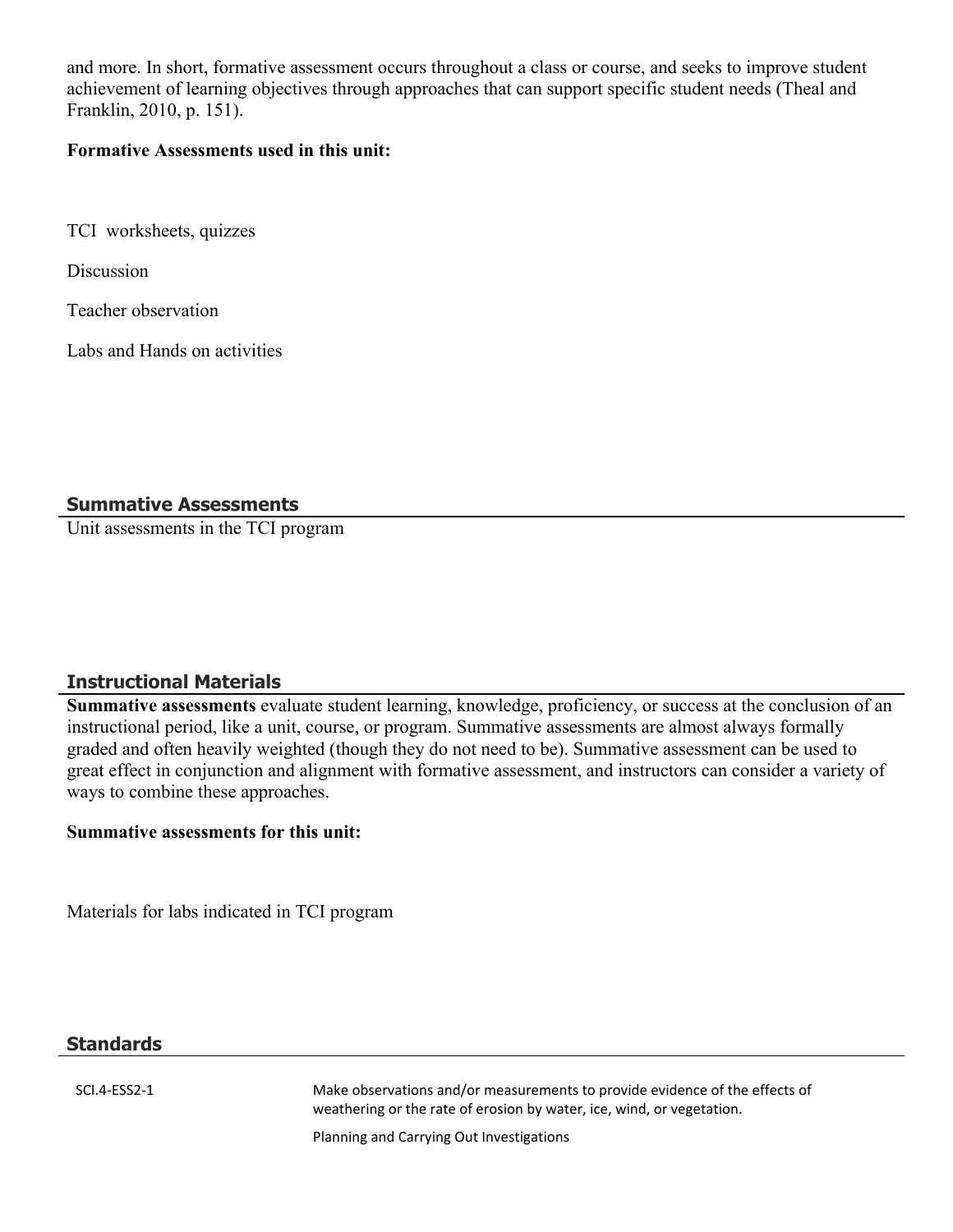and more. In short, formative assessment occurs throughout a class or course, and seeks to improve student achievement of learning objectives through approaches that can support specific student needs (Theal and Franklin, 2010, p. 151).

**Formative Assessments used in this unit:**

TCI worksheets, quizzes

Discussion

Teacher observation

Labs and Hands on activities

## Summative Assessments

Unit assessments in the TCI program

## Instructional Materials

**Summative assessments** evaluate student learning, knowledge, proficiency, or success at the conclusion of an instructional period, like a unit, course, or program. Summative assessments are almost always formally graded and often heavily weighted (though they do not need to be). Summative assessment can be used to great effect in conjunction and alignment with formative assessment, and instructors can consider a variety of ways to combine these approaches.

**Summative assessments for this unit:**

Materials for labs indicated in TCI program

## Standards

| | |
|---|---|
| SCI.4-ESS2-1 | Make observations and/or measurements to provide evidence of the effects of weathering or the rate of erosion by water, ice, wind, or vegetation.<br><br>Planning and Carrying Out Investigations |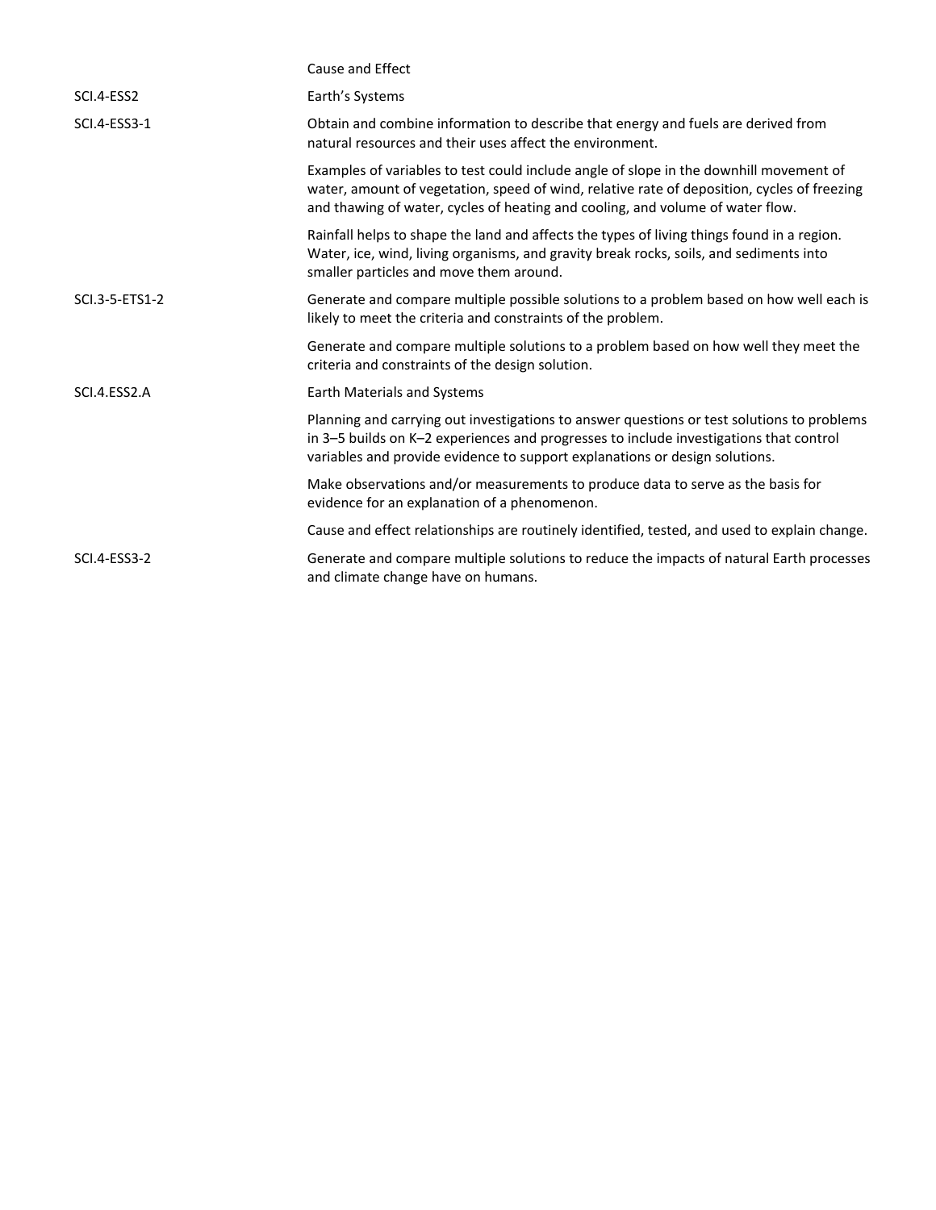| | |
|---|---|
| | Cause and Effect |
| SCI.4-ESS2 | Earth's Systems |
| SCI.4-ESS3-1 | Obtain and combine information to describe that energy and fuels are derived from natural resources and their uses affect the environment. |
| | Examples of variables to test could include angle of slope in the downhill movement of water, amount of vegetation, speed of wind, relative rate of deposition, cycles of freezing and thawing of water, cycles of heating and cooling, and volume of water flow. |
| | Rainfall helps to shape the land and affects the types of living things found in a region. Water, ice, wind, living organisms, and gravity break rocks, soils, and sediments into smaller particles and move them around. |
| SCI.3-5-ETS1-2 | Generate and compare multiple possible solutions to a problem based on how well each is likely to meet the criteria and constraints of the problem. |
| | Generate and compare multiple solutions to a problem based on how well they meet the criteria and constraints of the design solution. |
| SCI.4.ESS2.A | Earth Materials and Systems |
| | Planning and carrying out investigations to answer questions or test solutions to problems in 3–5 builds on K–2 experiences and progresses to include investigations that control variables and provide evidence to support explanations or design solutions. |
| | Make observations and/or measurements to produce data to serve as the basis for evidence for an explanation of a phenomenon. |
| | Cause and effect relationships are routinely identified, tested, and used to explain change. |
| SCI.4-ESS3-2 | Generate and compare multiple solutions to reduce the impacts of natural Earth processes and climate change have on humans. |